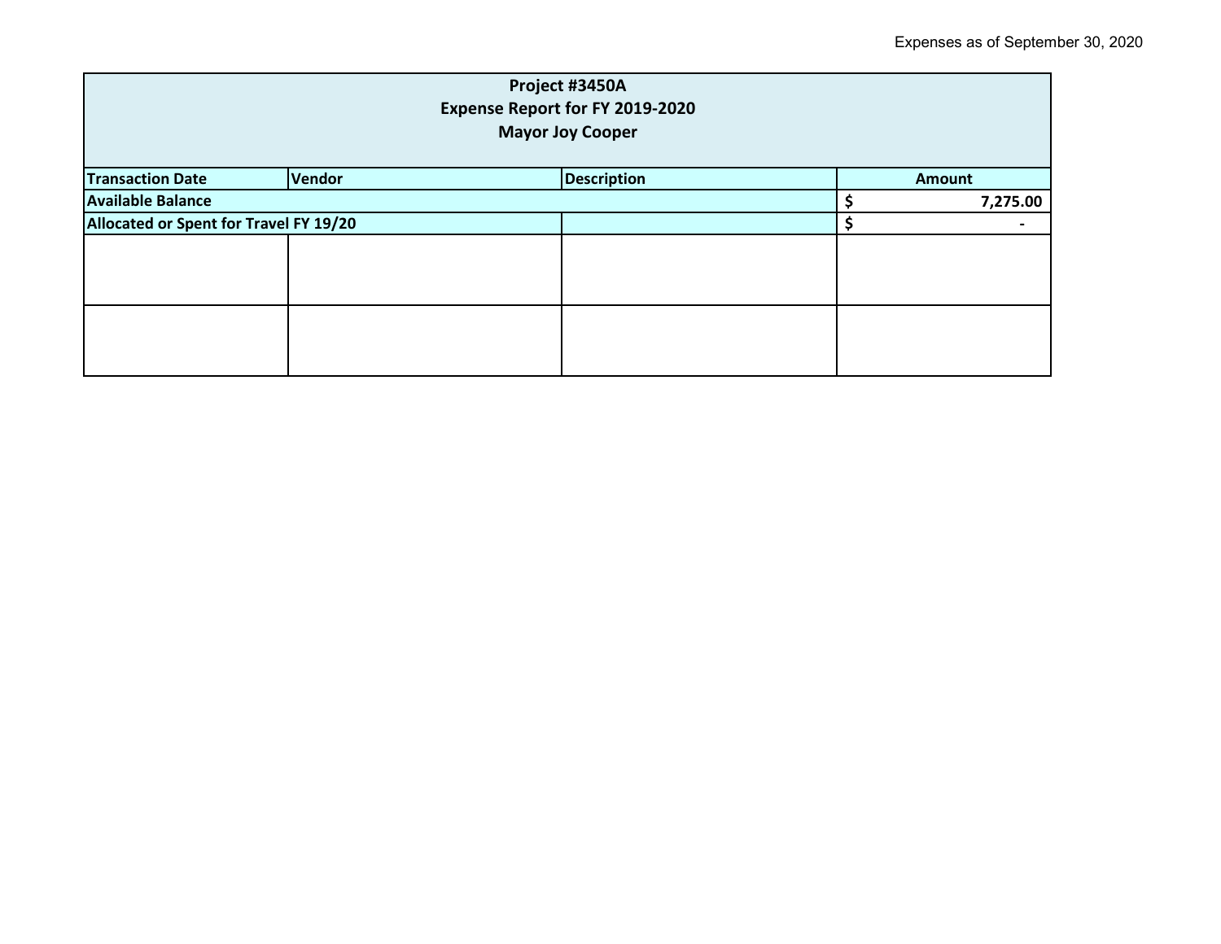Expenses as of September 30, 2020

| Project #3450A<br>Expense Report for FY 2019-2020<br>Mayor Joy Cooper | | | |
|---|---|---|---|
| **Transaction Date** | **Vendor** | **Description** | **Amount** |
| **Available Balance** | | | **$ 7,275.00** |
| **Allocated or Spent for Travel FY 19/20** | | | **$ -** |
| | | | |
| | | | |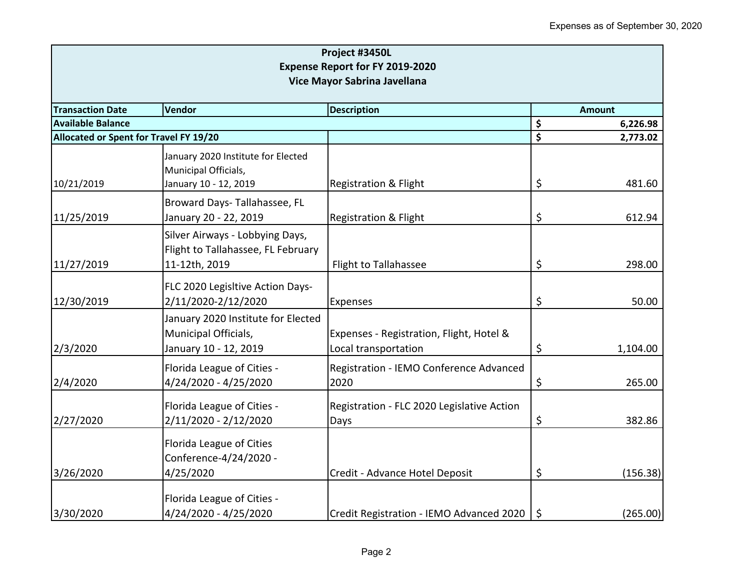Expenses as of September 30, 2020

| Project #3450L<br>Expense Report for FY 2019-2020<br>Vice Mayor Sabrina Javellana | | | |
|---|---|---|---|
| **Transaction Date** | **Vendor** | **Description** | **Amount** |
| **Available Balance** | | | **$ 6,226.98** |
| **Allocated or Spent for Travel FY 19/20** | | | **$ 2,773.02** |
| 10/21/2019 | January 2020 Institute for Elected Municipal Officials, January 10 - 12, 2019 | Registration & Flight | $ 481.60 |
| 11/25/2019 | Broward Days- Tallahassee, FL January 20 - 22, 2019 | Registration & Flight | $ 612.94 |
| 11/27/2019 | Silver Airways - Lobbying Days, Flight to Tallahassee, FL February 11-12th, 2019 | Flight to Tallahassee | $ 298.00 |
| 12/30/2019 | FLC 2020 Legisltive Action Days- 2/11/2020-2/12/2020 | Expenses | $ 50.00 |
| 2/3/2020 | January 2020 Institute for Elected Municipal Officials, January 10 - 12, 2019 | Expenses - Registration, Flight, Hotel & Local transportation | $ 1,104.00 |
| 2/4/2020 | Florida League of Cities - 4/24/2020 - 4/25/2020 | Registration - IEMO Conference Advanced 2020 | $ 265.00 |
| 2/27/2020 | Florida League of Cities - 2/11/2020 - 2/12/2020 | Registration - FLC 2020 Legislative Action Days | $ 382.86 |
| 3/26/2020 | Florida League of Cities Conference-4/24/2020 - 4/25/2020 | Credit - Advance Hotel Deposit | $ (156.38) |
| 3/30/2020 | Florida League of Cities - 4/24/2020 - 4/25/2020 | Credit Registration - IEMO Advanced 2020 | $ (265.00) |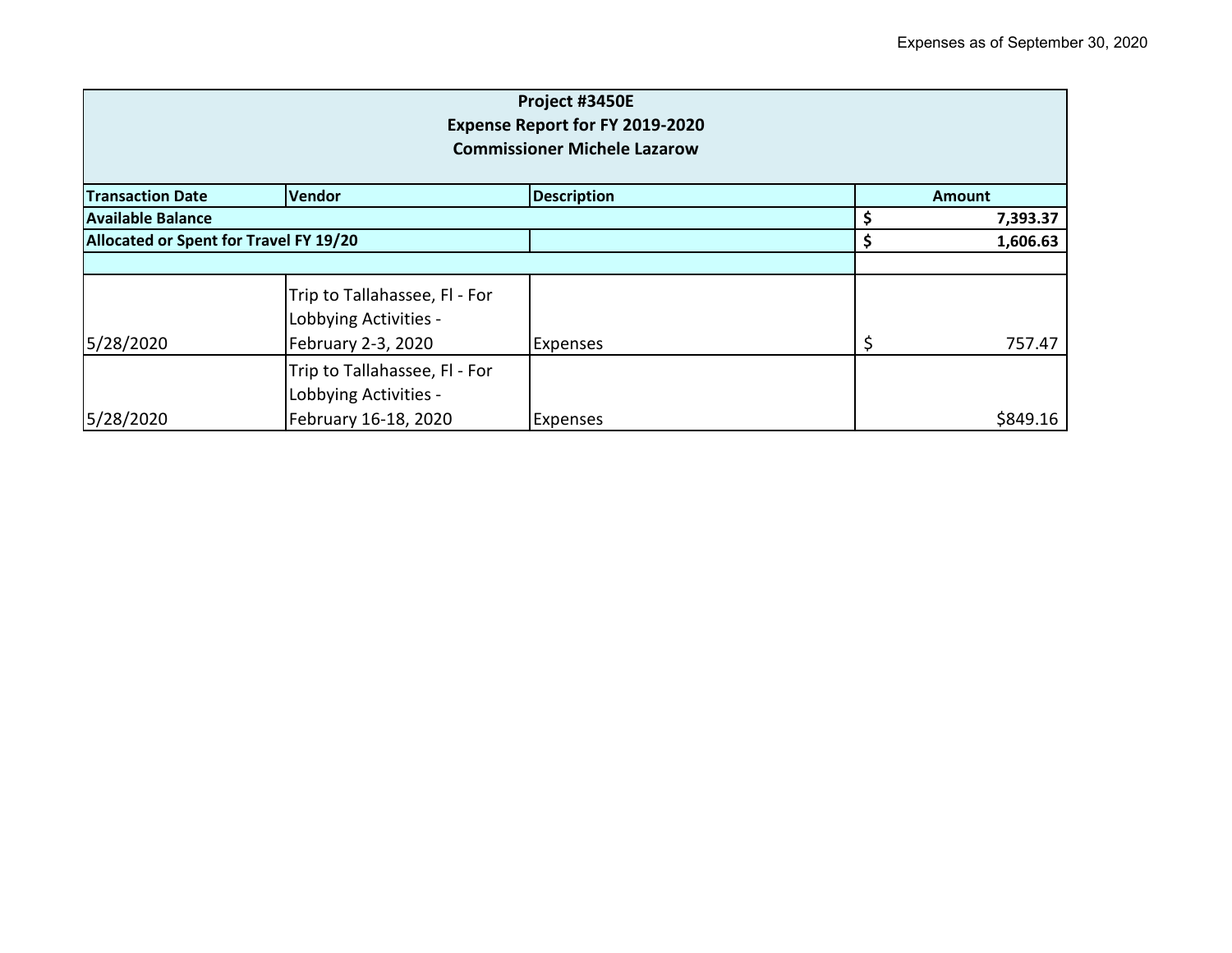Expenses as of September 30, 2020

| Project #3450E<br>Expense Report for FY 2019-2020<br>Commissioner Michele Lazarow | | | |
|---|---|---|---|
| **Transaction Date** | **Vendor** | **Description** | **Amount** |
| **Available Balance** | | | **$ 7,393.37** |
| **Allocated or Spent for Travel FY 19/20** | | | **$ 1,606.63** |
| | | | |
| 5/28/2020 | Trip to Tallahassee, Fl - For Lobbying Activities - February 2-3, 2020 | Expenses | $ 757.47 |
| 5/28/2020 | Trip to Tallahassee, Fl - For Lobbying Activities - February 16-18, 2020 | Expenses | $849.16 |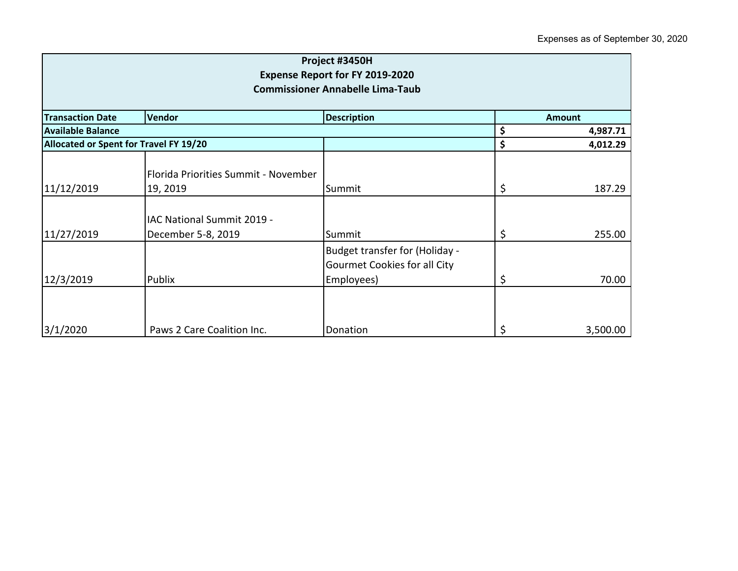Expenses as of September 30, 2020

| Project #3450H<br>Expense Report for FY 2019-2020<br>Commissioner Annabelle Lima-Taub | | | |
|---|---|---|---|
| **Transaction Date** | **Vendor** | **Description** | **Amount** |
| **Available Balance** | | | **$ 4,987.71** |
| **Allocated or Spent for Travel FY 19/20** | | | **$ 4,012.29** |
| 11/12/2019 | Florida Priorities Summit - November 19, 2019 | Summit | $ 187.29 |
| 11/27/2019 | IAC National Summit 2019 - December 5-8, 2019 | Summit | $ 255.00 |
| 12/3/2019 | Publix | Budget transfer for (Holiday - Gourmet Cookies for all City Employees) | $ 70.00 |
| 3/1/2020 | Paws 2 Care Coalition Inc. | Donation | $ 3,500.00 |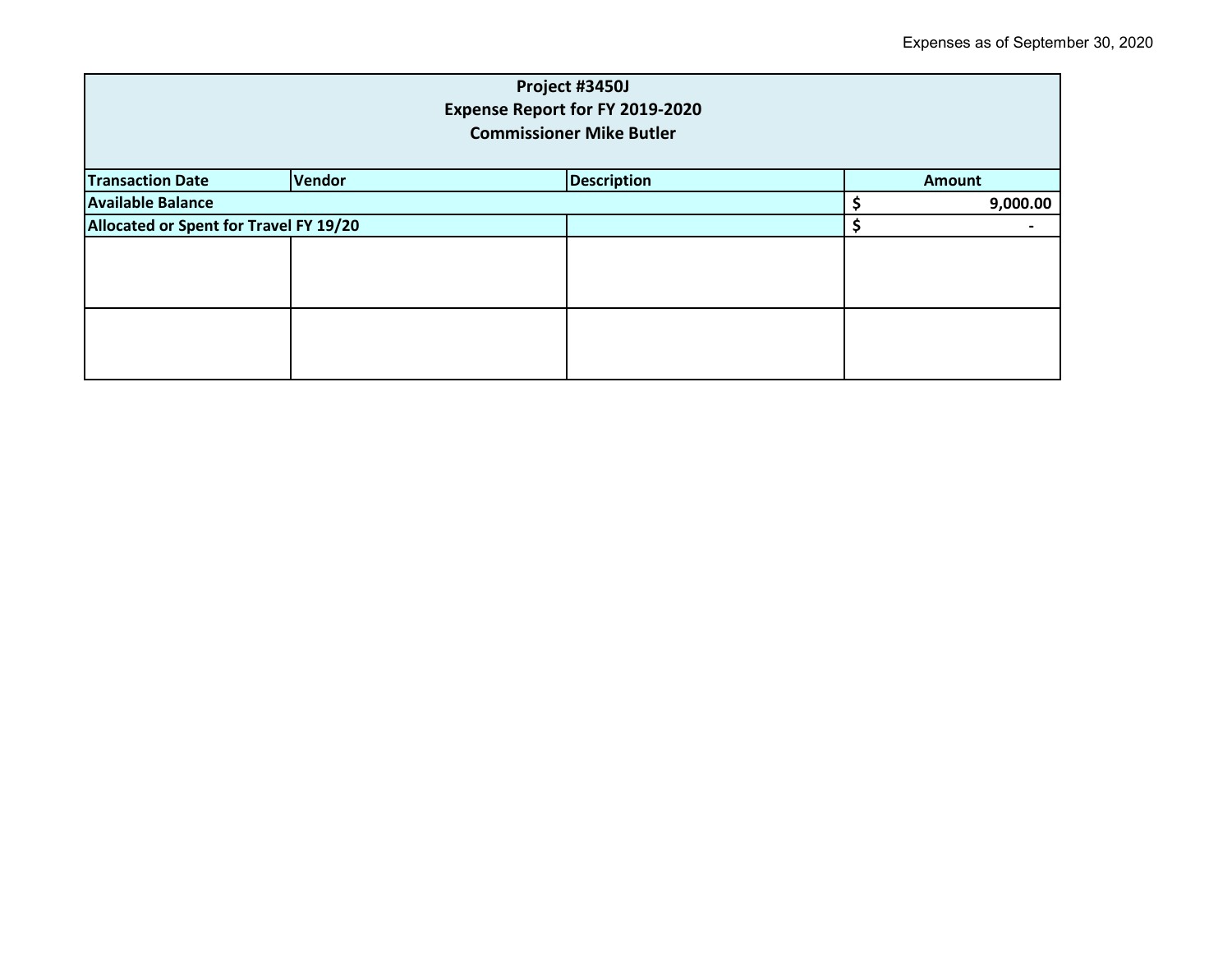Expenses as of September 30, 2020

| Project #3450J<br>Expense Report for FY 2019-2020<br>Commissioner Mike Butler | | | |
|---|---|---|---|
| **Transaction Date** | **Vendor** | **Description** | **Amount** |
| **Available Balance** | | | **$ 9,000.00** |
| **Allocated or Spent for Travel FY 19/20** | | | **$ -** |
| | | | |
| | | | |